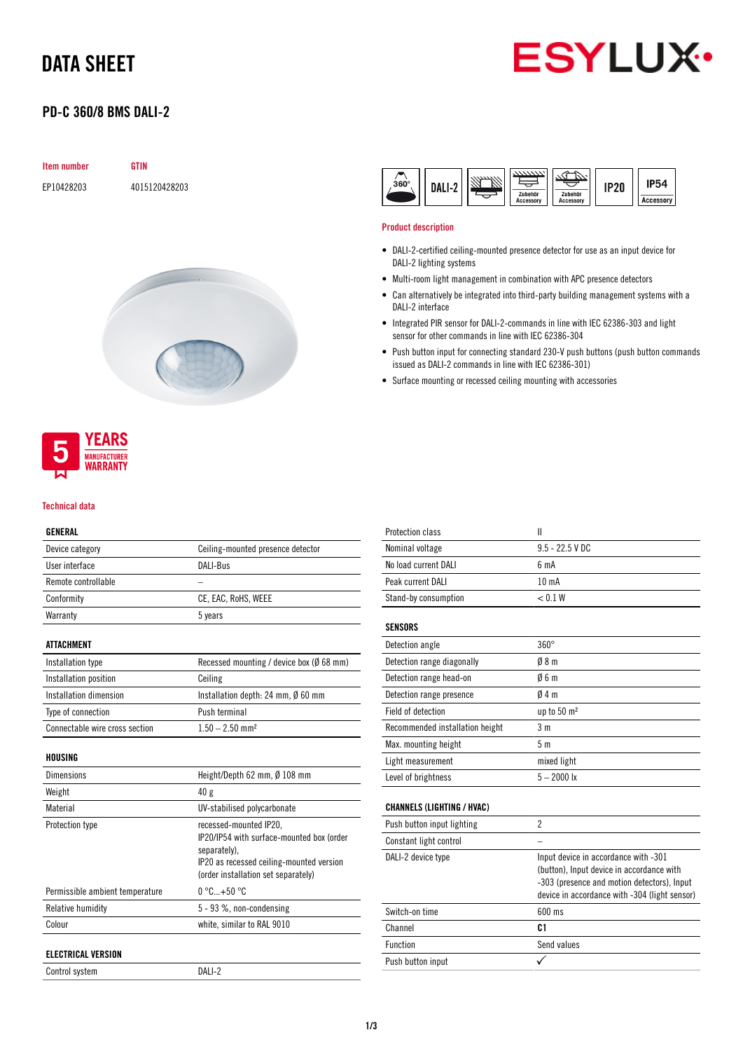# DATA SHEET

## PD-C 360/8 BMS DALI-2

| Item number | GTIN |
|---|---|
| EP10428203 | 4015120428203 |

360° | DALI-2 | Zubehör Accessory | Zubehör Accessory | IP20 | IP54 Accessory

### Product description

- DALI-2-certified ceiling-mounted presence detector for use as an input device for DALI-2 lighting systems
- Multi-room light management in combination with APC presence detectors
- Can alternatively be integrated into third-party building management systems with a DALI-2 interface
- Integrated PIR sensor for DALI-2-commands in line with IEC 62386-303 and light sensor for other commands in line with IEC 62386-304
- Push button input for connecting standard 230-V push buttons (push button commands issued as DALI-2 commands in line with IEC 62386-301)
- Surface mounting or recessed ceiling mounting with accessories

5 YEARS MANUFACTURER WARRANTY

### Technical data

| GENERAL | |
|---|---|
| Device category | Ceiling-mounted presence detector |
| User interface | DALI-Bus |
| Remote controllable | – |
| Conformity | CE, EAC, RoHS, WEEE |
| Warranty | 5 years |

| ATTACHMENT | |
|---|---|
| Installation type | Recessed mounting / device box (Ø 68 mm) |
| Installation position | Ceiling |
| Installation dimension | Installation depth: 24 mm, Ø 60 mm |
| Type of connection | Push terminal |
| Connectable wire cross section | 1.50 – 2.50 mm² |

| HOUSING | |
|---|---|
| Dimensions | Height/Depth 62 mm, Ø 108 mm |
| Weight | 40 g |
| Material | UV-stabilised polycarbonate |
| Protection type | recessed-mounted IP20, IP20/IP54 with surface-mounted box (order separately), IP20 as recessed ceiling-mounted version (order installation set separately) |
| Permissible ambient temperature | 0 °C...+50 °C |
| Relative humidity | 5 - 93 %, non-condensing |
| Colour | white, similar to RAL 9010 |

| ELECTRICAL VERSION | |
|---|---|
| Control system | DALI-2 |
| Protection class | II |
| Nominal voltage | 9.5 - 22.5 V DC |
| No load current DALI | 6 mA |
| Peak current DALI | 10 mA |
| Stand-by consumption | < 0.1 W |

| SENSORS | |
|---|---|
| Detection angle | 360° |
| Detection range diagonally | Ø 8 m |
| Detection range head-on | Ø 6 m |
| Detection range presence | Ø 4 m |
| Field of detection | up to 50 m² |
| Recommended installation height | 3 m |
| Max. mounting height | 5 m |
| Light measurement | mixed light |
| Level of brightness | 5 – 2000 lx |

| CHANNELS (LIGHTING / HVAC) | |
|---|---|
| Push button input lighting | 2 |
| Constant light control | – |
| DALI-2 device type | Input device in accordance with -301 (button), Input device in accordance with -303 (presence and motion detectors), Input device in accordance with -304 (light sensor) |
| Switch-on time | 600 ms |
| Channel | **C1** |
| Function | Send values |
| Push button input | ✓ |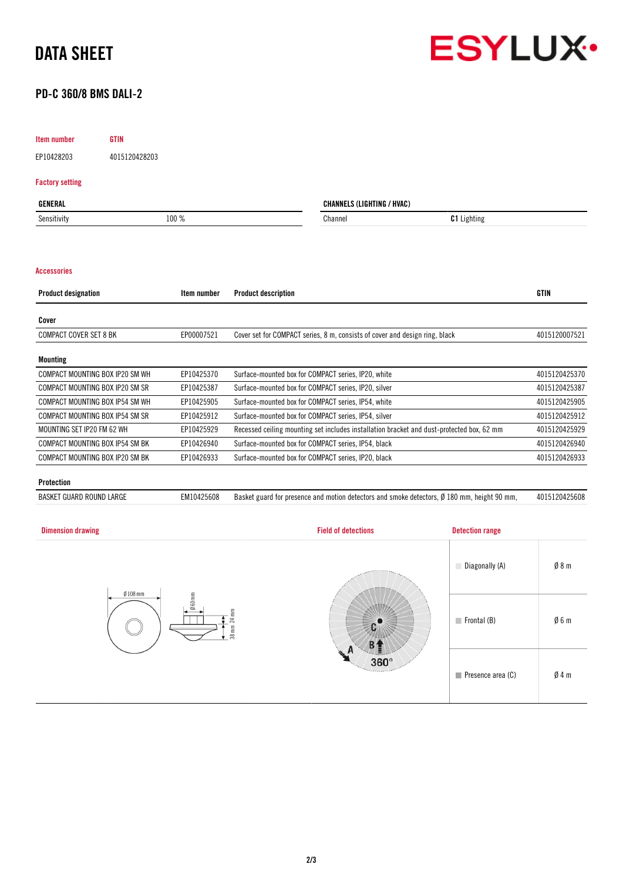# DATA SHEET

## PD-C 360/8 BMS DALI-2

| Item number | GTIN |
|---|---|
| EP10428203 | 4015120428203 |

### Factory setting

| GENERAL | |
|---|---|
| Sensitivity | 100 % |

| CHANNELS (LIGHTING / HVAC) | |
|---|---|
| Channel | **C1** Lighting |

### Accessories

| Product designation | Item number | Product description | GTIN |
|---|---|---|---|
| **Cover** | | | |
| COMPACT COVER SET 8 BK | EP00007521 | Cover set for COMPACT series, 8 m, consists of cover and design ring, black | 4015120007521 |
| **Mounting** | | | |
| COMPACT MOUNTING BOX IP20 SM WH | EP10425370 | Surface-mounted box for COMPACT series, IP20, white | 4015120425370 |
| COMPACT MOUNTING BOX IP20 SM SR | EP10425387 | Surface-mounted box for COMPACT series, IP20, silver | 4015120425387 |
| COMPACT MOUNTING BOX IP54 SM WH | EP10425905 | Surface-mounted box for COMPACT series, IP54, white | 4015120425905 |
| COMPACT MOUNTING BOX IP54 SM SR | EP10425912 | Surface-mounted box for COMPACT series, IP54, silver | 4015120425912 |
| MOUNTING SET IP20 FM 62 WH | EP10425929 | Recessed ceiling mounting set includes installation bracket and dust-protected box, 62 mm | 4015120425929 |
| COMPACT MOUNTING BOX IP54 SM BK | EP10426940 | Surface-mounted box for COMPACT series, IP54, black | 4015120426940 |
| COMPACT MOUNTING BOX IP20 SM BK | EP10426933 | Surface-mounted box for COMPACT series, IP20, black | 4015120426933 |
| **Protection** | | | |
| BASKET GUARD ROUND LARGE | EM10425608 | Basket guard for presence and motion detectors and smoke detectors, Ø 180 mm, height 90 mm, | 4015120425608 |

### Dimension drawing

Ø 108 mm, Ø 60 mm, 24 mm, 38 mm

### Field of detections

A, B, C, 360°

### Detection range

| | |
|---|---|
| Diagonally (A) | Ø 8 m |
| Frontal (B) | Ø 6 m |
| Presence area (C) | Ø 4 m |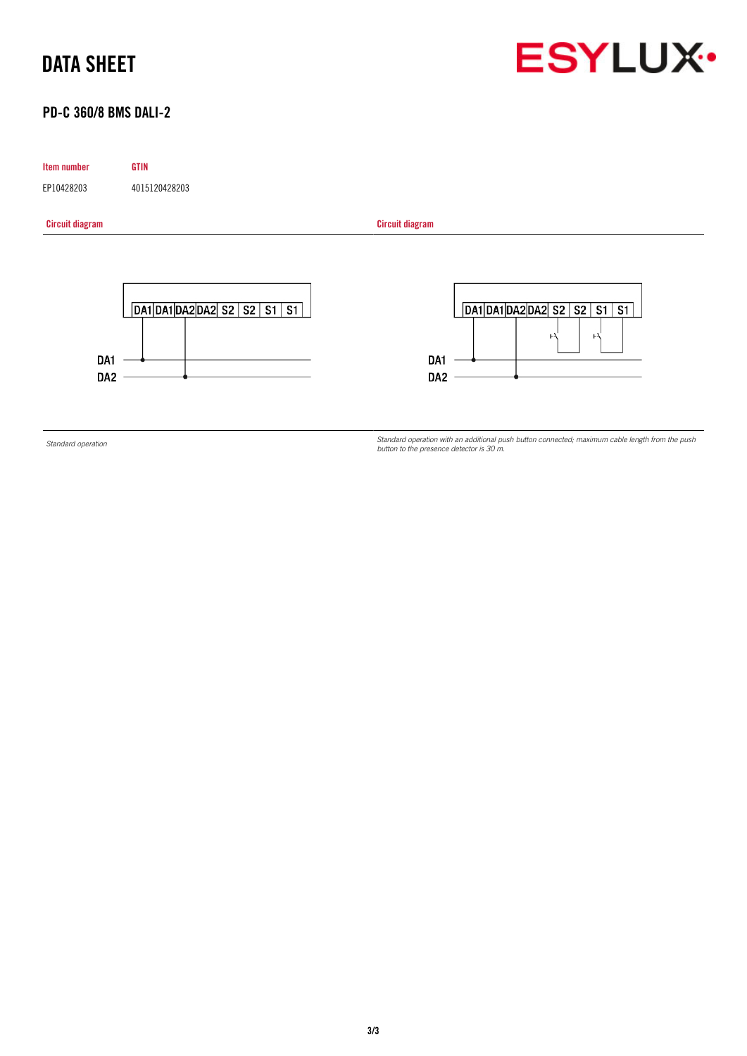# DATA SHEET

## PD-C 360/8 BMS DALI-2

| Item number | GTIN |
| --- | --- |
| EP10428203 | 4015120428203 |

**Circuit diagram**

DA1 DA1 DA2 DA2 S2 S2 S1 S1

DA1

DA2

*Standard operation*

**Circuit diagram**

DA1 DA1 DA2 DA2 S2 S2 S1 S1

DA1

DA2

*Standard operation with an additional push button connected; maximum cable length from the push button to the presence detector is 30 m.*